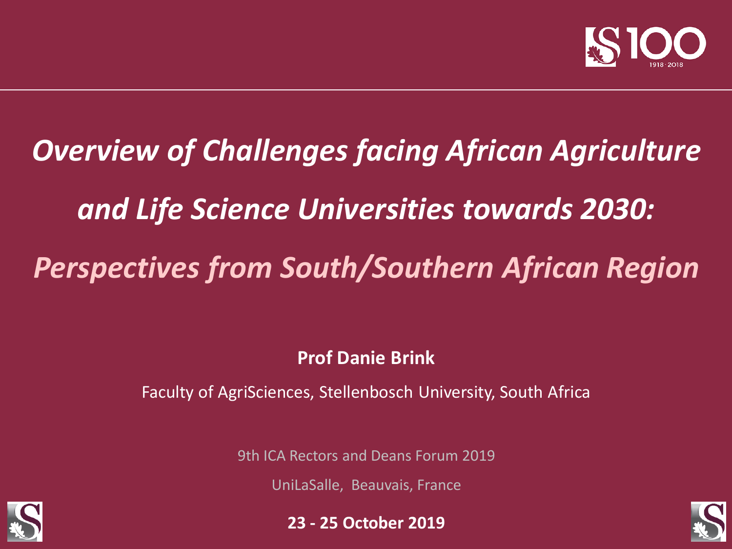# *Overview of Challenges facing African Agriculture and Life Science Universities towards 2030: Perspectives from South/Southern African Region*

**Prof Danie Brink**

Faculty of AgriSciences, Stellenbosch University, South Africa

9th ICA Rectors and Deans Forum 2019

UniLaSalle, Beauvais, France

**23 - 25 October 2019**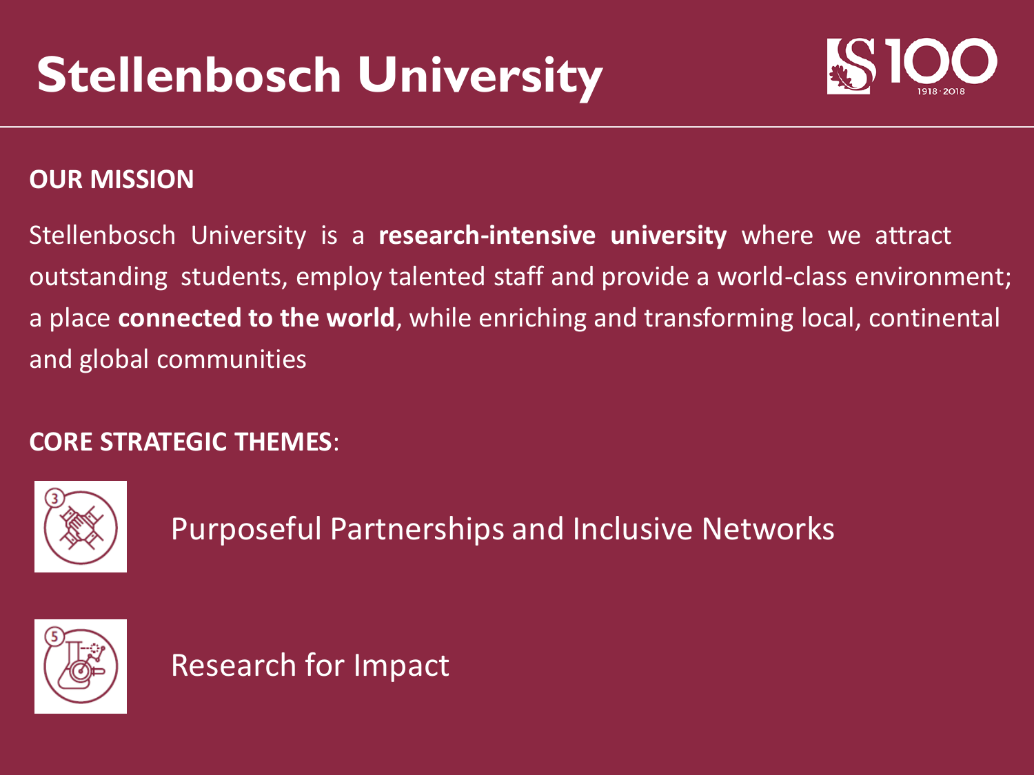# Stellenbosch University

## OUR MISSION

Stellenbosch University is a **research-intensive university** where we attract outstanding students, employ talented staff and provide a world-class environment; a place **connected to the world**, while enriching and transforming local, continental and global communities

## CORE STRATEGIC THEMES:

3. Purposeful Partnerships and Inclusive Networks

5. Research for Impact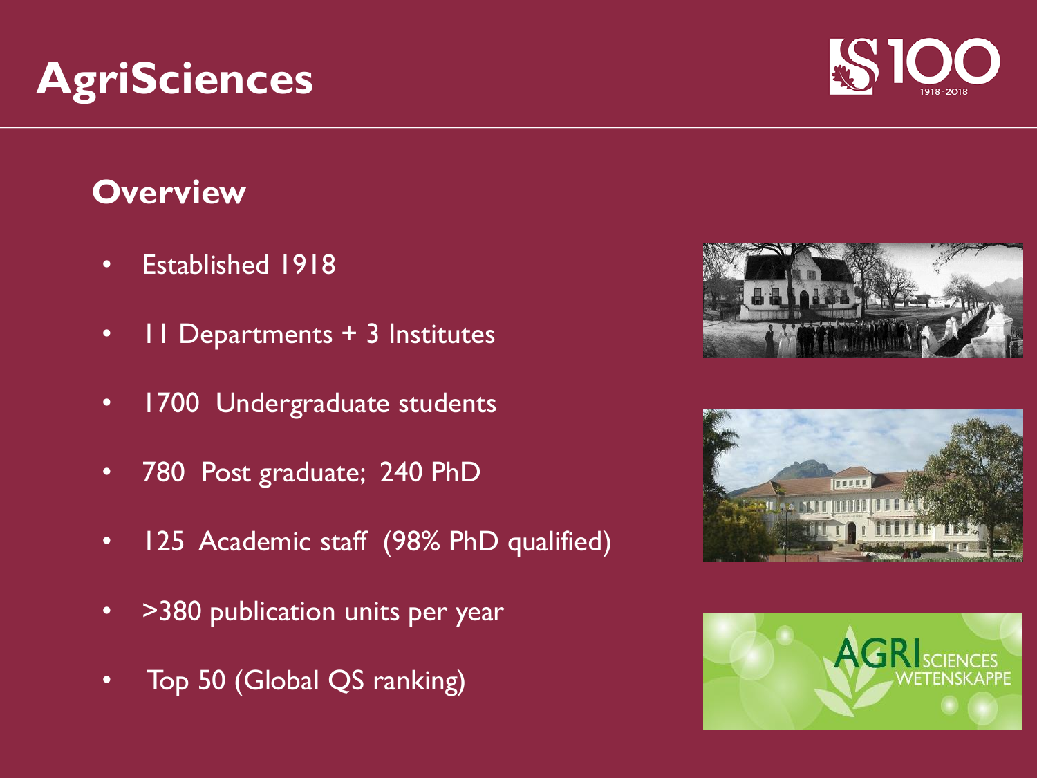# AgriSciences

## Overview

- Established 1918
- 11 Departments + 3 Institutes
- 1700 Undergraduate students
- 780 Post graduate; 240 PhD
- 125 Academic staff (98% PhD qualified)
- >380 publication units per year
- Top 50 (Global QS ranking)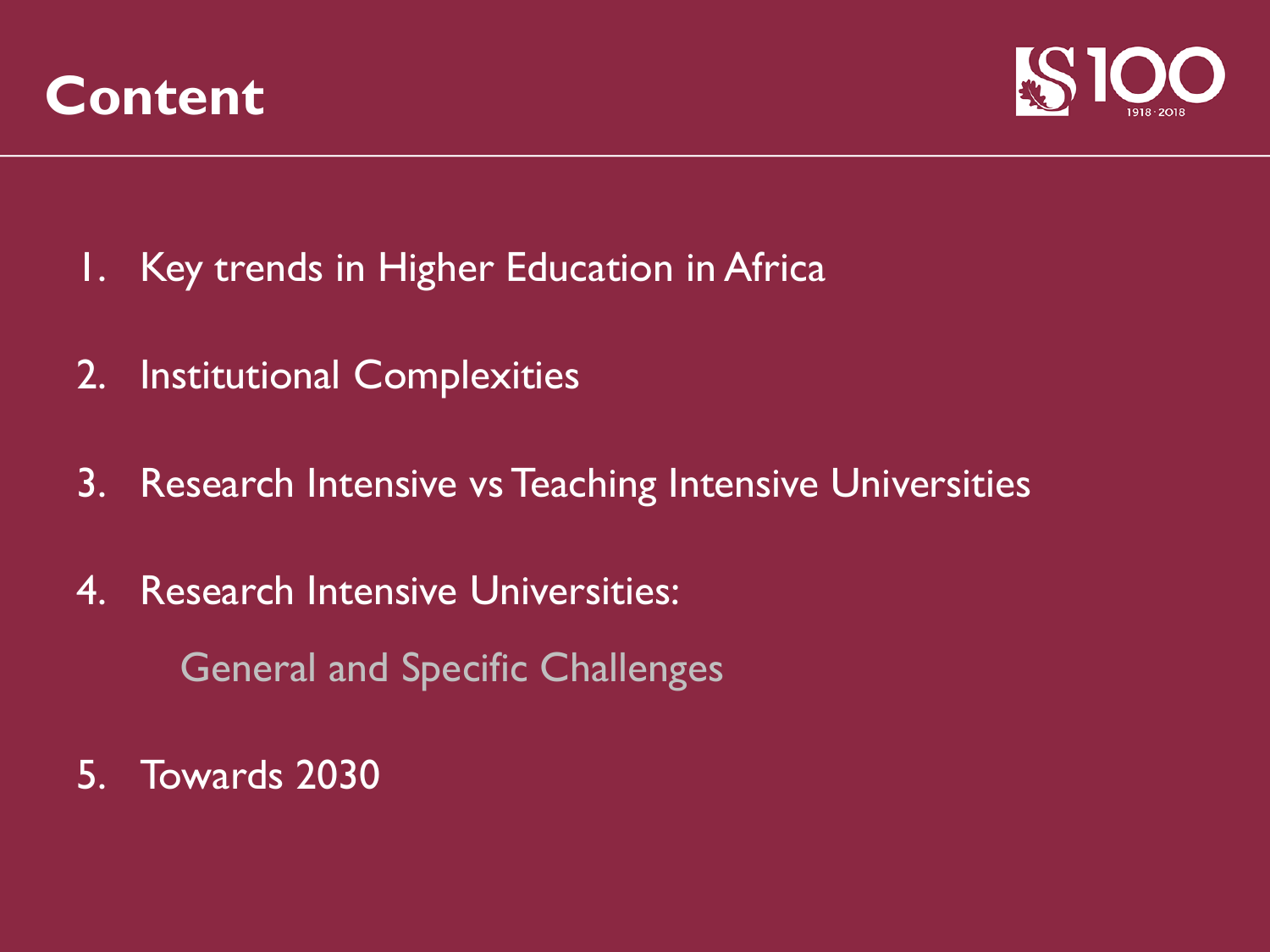# Content

1. Key trends in Higher Education in Africa
2. Institutional Complexities
3. Research Intensive vs Teaching Intensive Universities
4. Research Intensive Universities:

   General and Specific Challenges

5. Towards 2030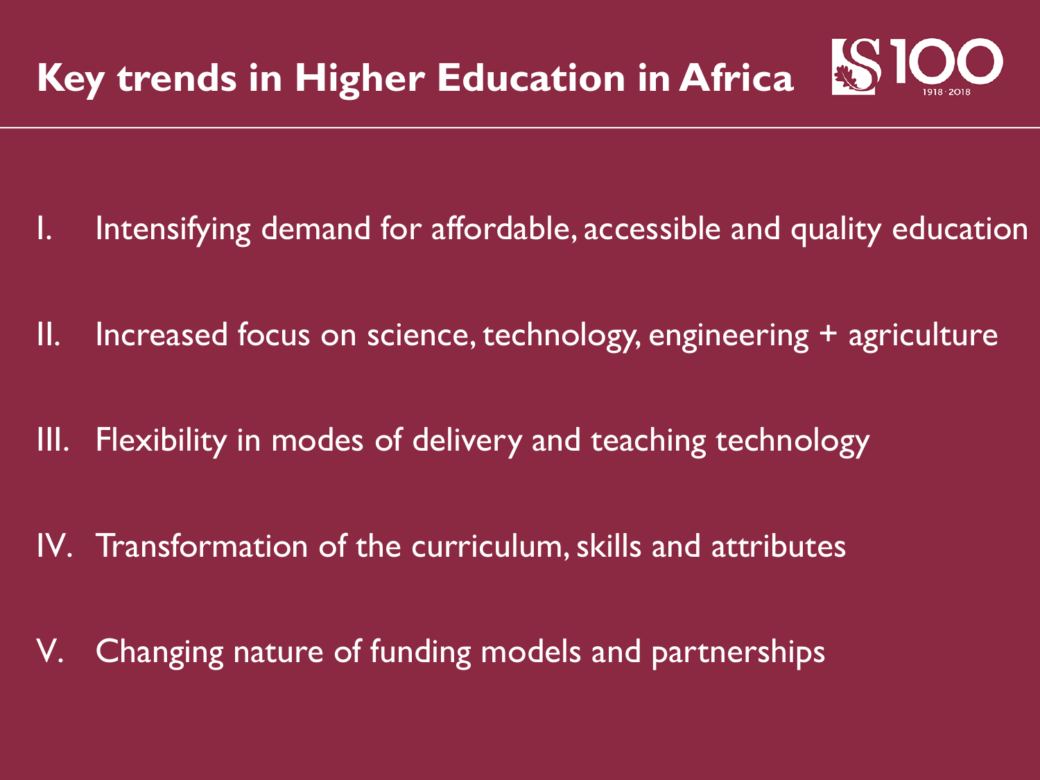# Key trends in Higher Education in Africa

I. Intensifying demand for affordable, accessible and quality education

II. Increased focus on science, technology, engineering + agriculture

III. Flexibility in modes of delivery and teaching technology

IV. Transformation of the curriculum, skills and attributes

V. Changing nature of funding models and partnerships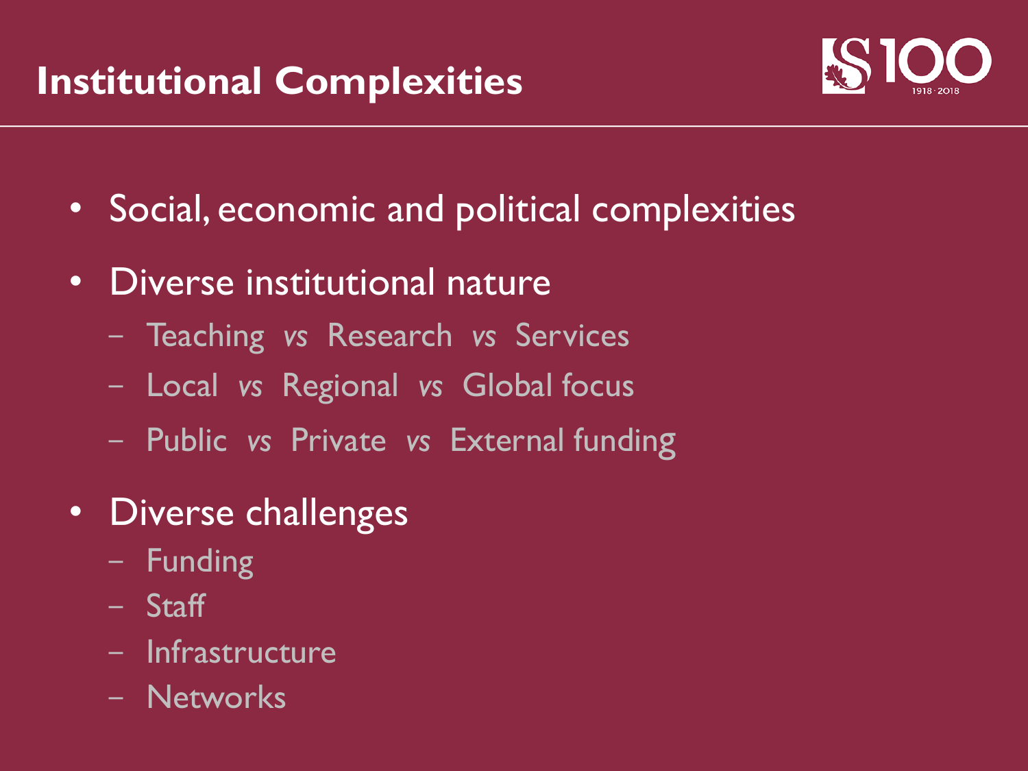# Institutional Complexities

- Social, economic and political complexities
- Diverse institutional nature
  - Teaching *vs* Research *vs* Services
  - Local *vs* Regional *vs* Global focus
  - Public *vs* Private *vs* External funding
- Diverse challenges
  - Funding
  - Staff
  - Infrastructure
  - Networks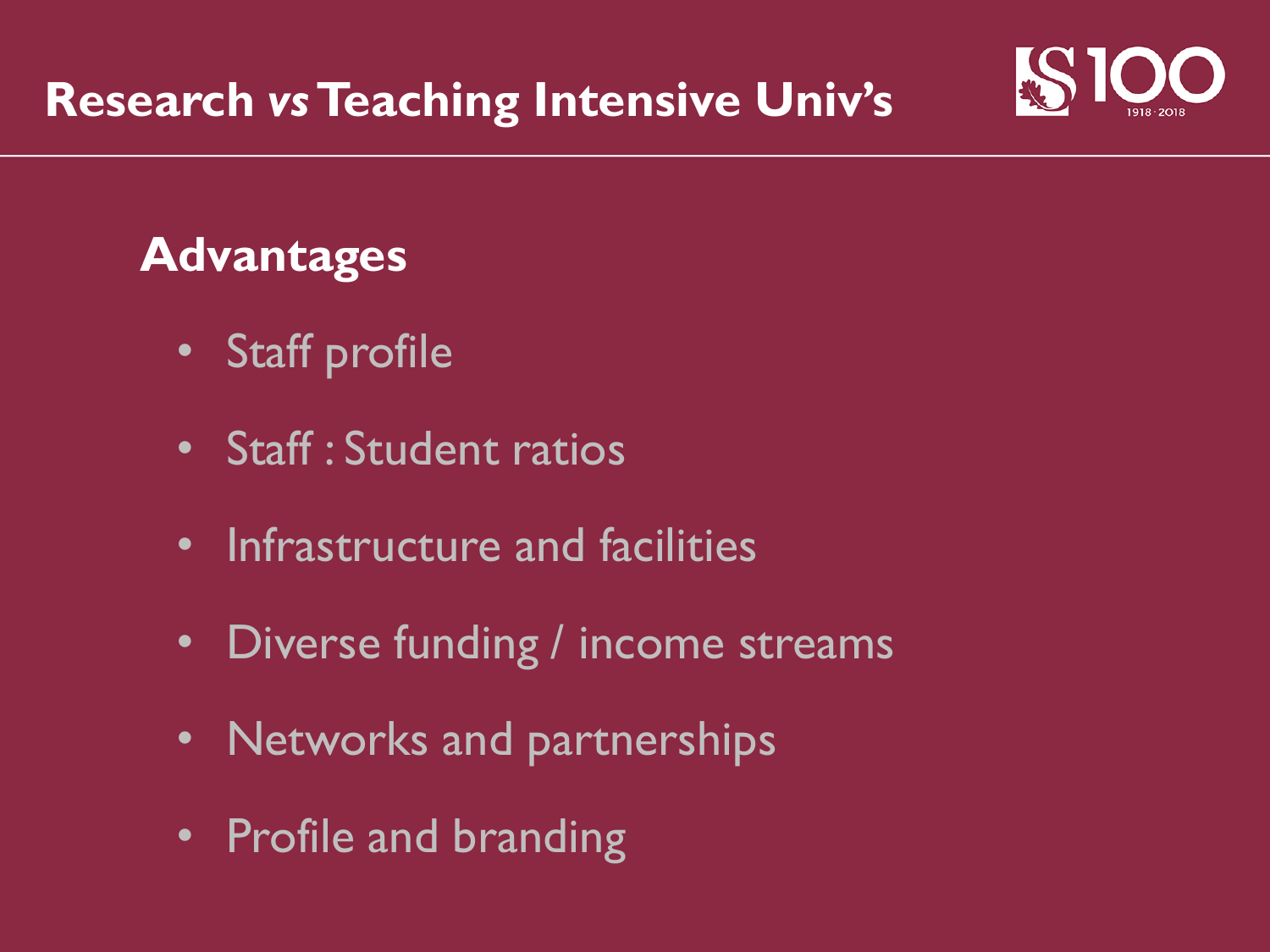# Research *vs* Teaching Intensive Univ's

## Advantages

- Staff profile
- Staff : Student ratios
- Infrastructure and facilities
- Diverse funding / income streams
- Networks and partnerships
- Profile and branding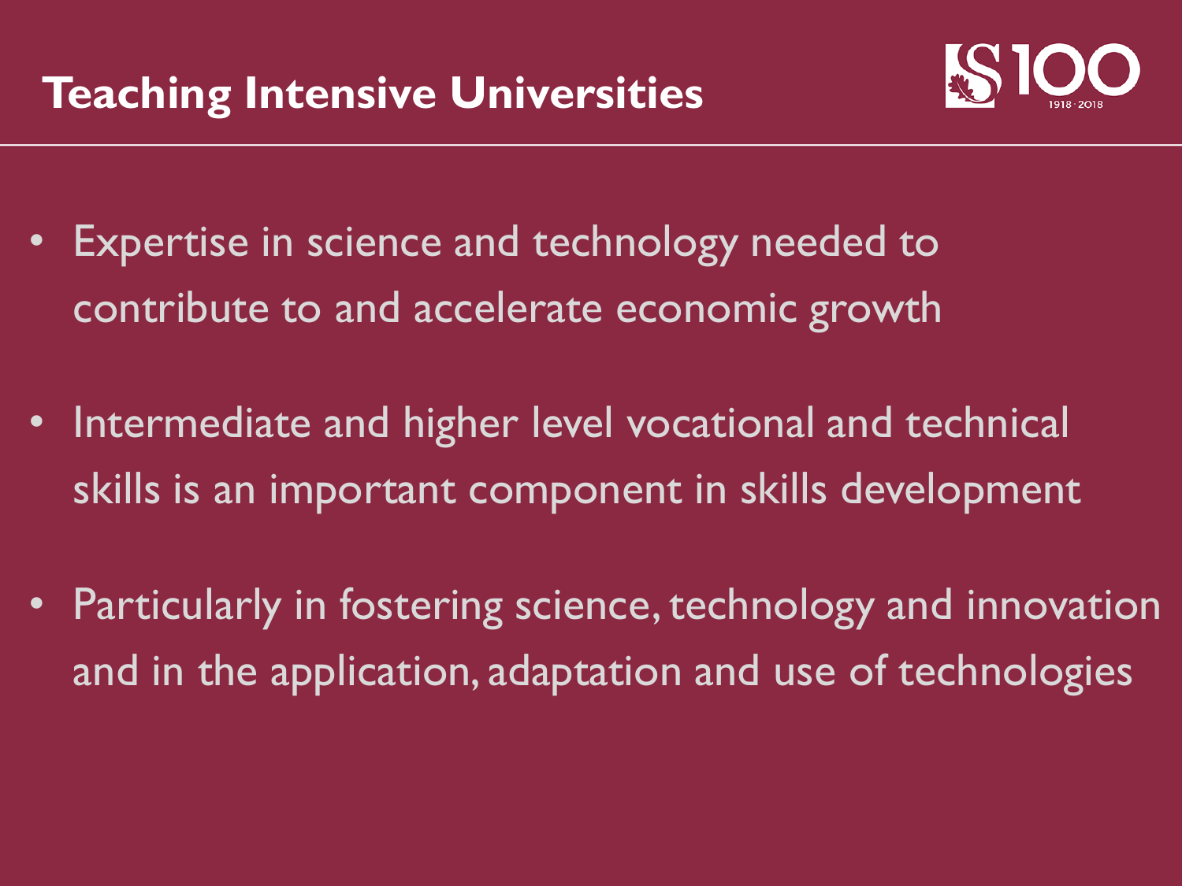# Teaching Intensive Universities

- Expertise in science and technology needed to contribute to and accelerate economic growth
- Intermediate and higher level vocational and technical skills is an important component in skills development
- Particularly in fostering science, technology and innovation and in the application, adaptation and use of technologies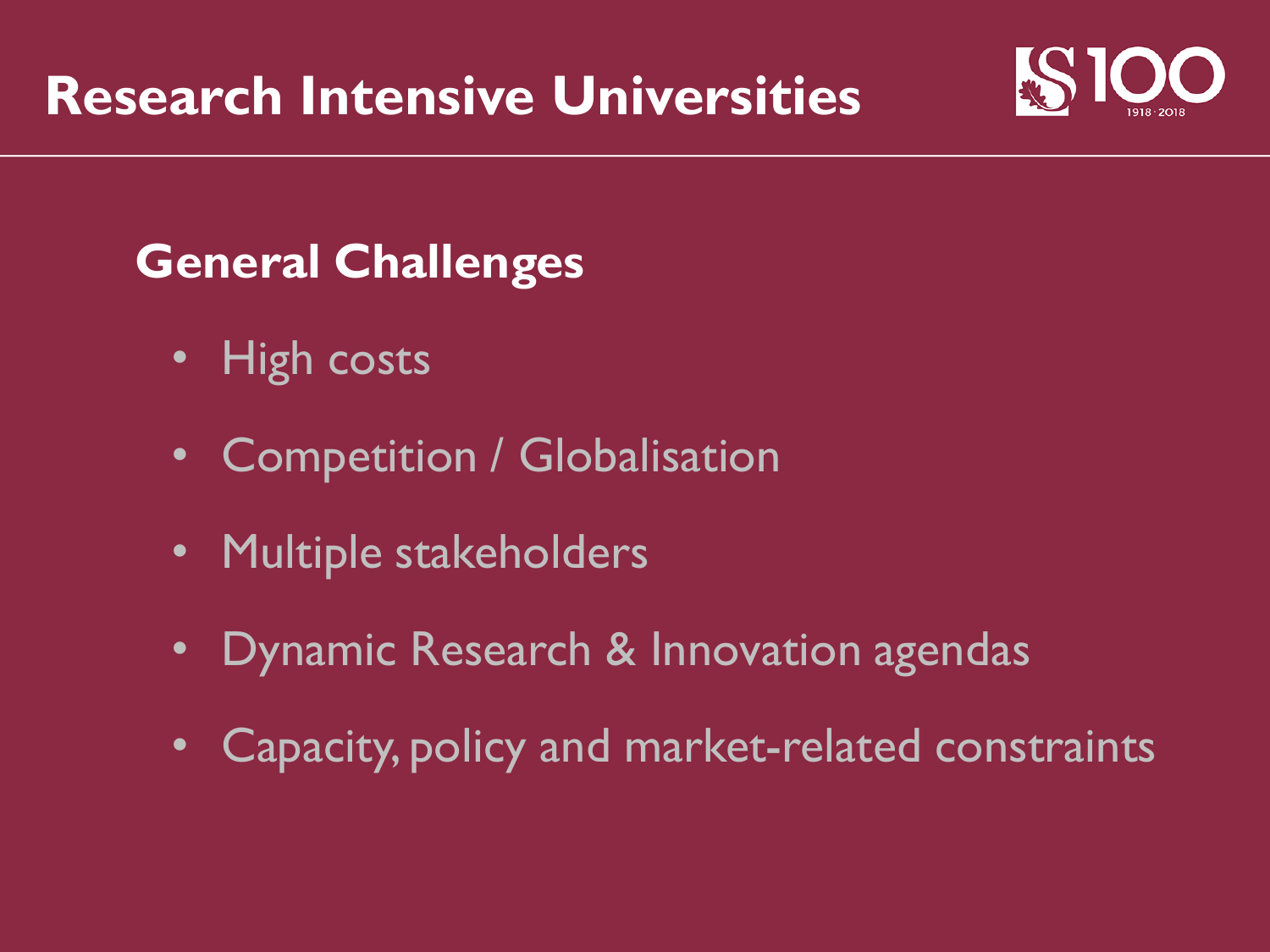# Research Intensive Universities

## General Challenges

- High costs
- Competition / Globalisation
- Multiple stakeholders
- Dynamic Research & Innovation agendas
- Capacity, policy and market-related constraints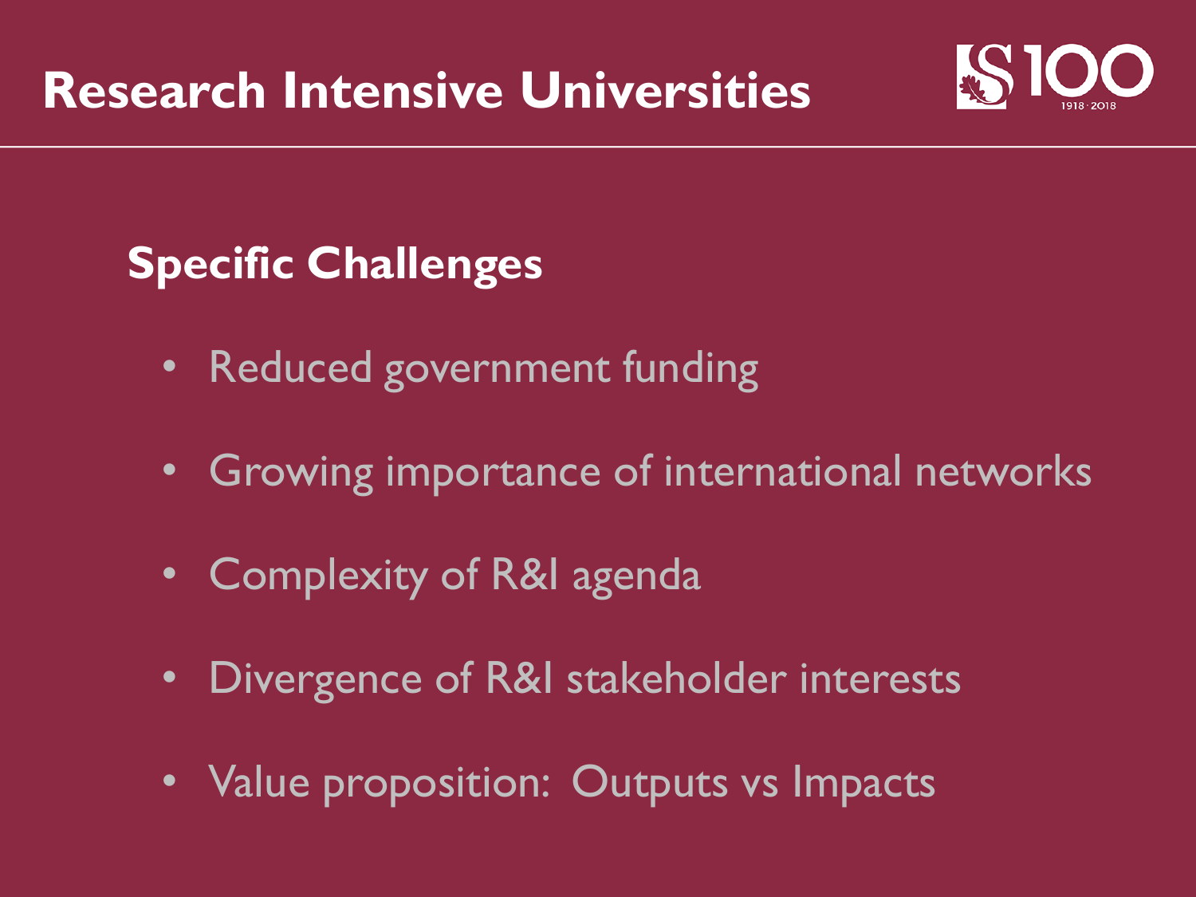# Research Intensive Universities

## Specific Challenges

- Reduced government funding
- Growing importance of international networks
- Complexity of R&I agenda
- Divergence of R&I stakeholder interests
- Value proposition: Outputs vs Impacts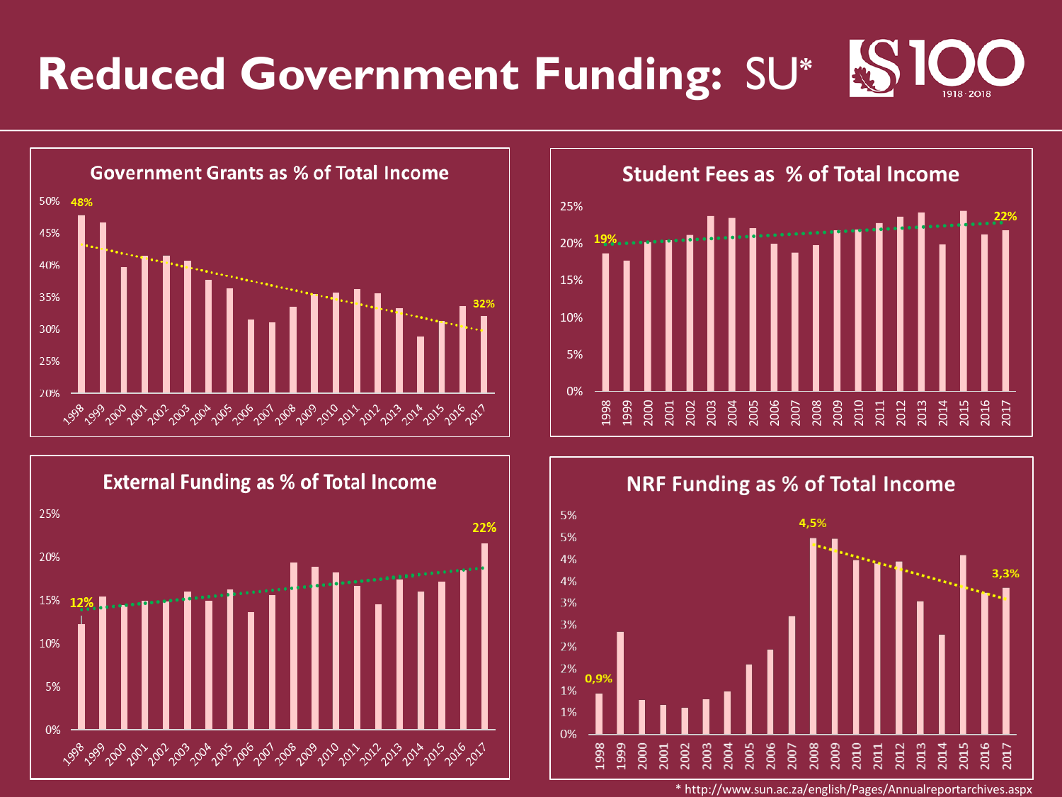# Reduced Government Funding: SU*

S100 1918 · 2018

## Government Grants as % of Total Income

48% (1998) → 32% (2017)

## Student Fees as % of Total Income

19% (1998) → 22% (2017)

## External Funding as % of Total Income

12% (1998) → 22% (2017)

## NRF Funding as % of Total Income

0,9% (1998) → 4,5% (2008) → 3,3% (2017)

\* http://www.sun.ac.za/english/Pages/Annualreportarchives.aspx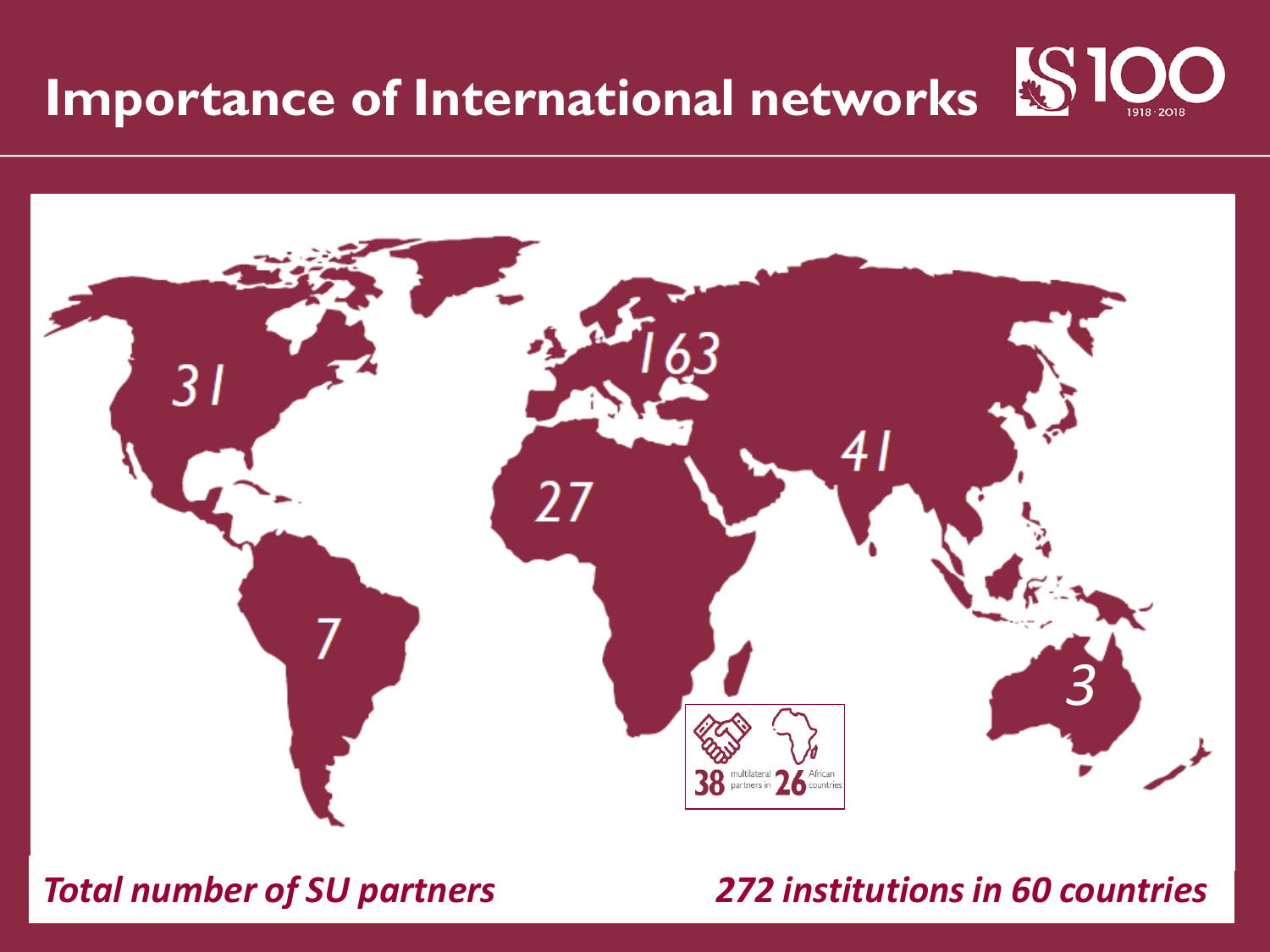# Importance of International networks

SU 100 1918 · 2018

31

163

41

27

7

3

38 multilateral partners in 26 African countries

*Total number of SU partners*

*272 institutions in 60 countries*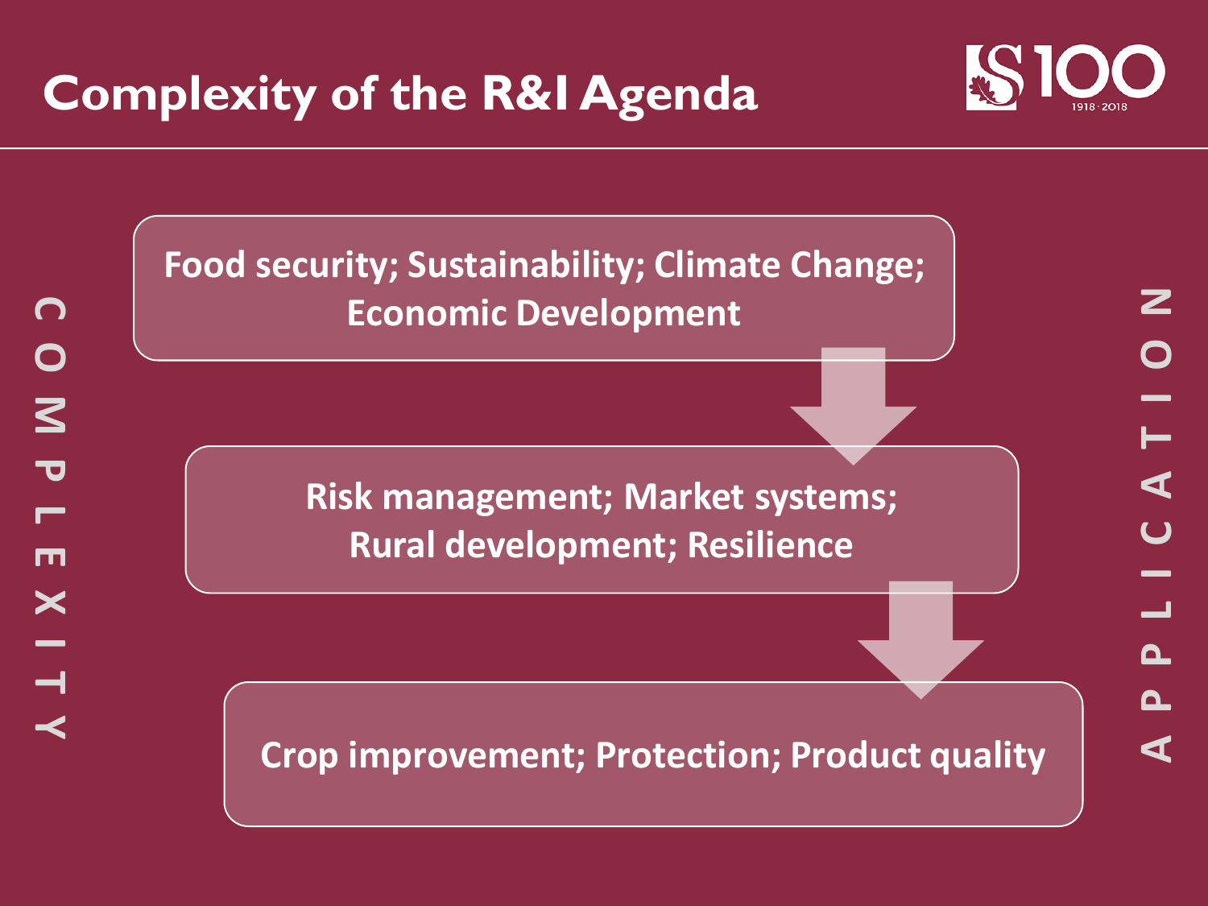# Complexity of the R&I Agenda

COMPLEXITY

Food security; Sustainability; Climate Change; Economic Development

Risk management; Market systems; Rural development; Resilience

Crop improvement; Protection; Product quality

APPLICATION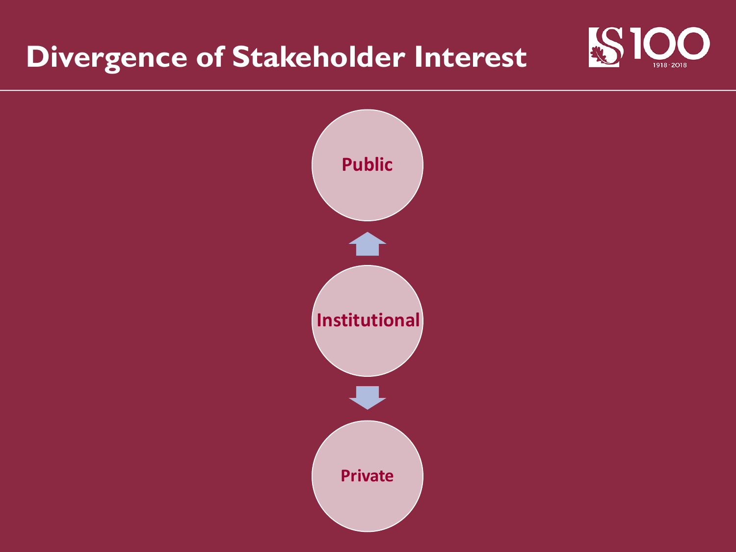# Divergence of Stakeholder Interest

- Public
- Institutional
- Private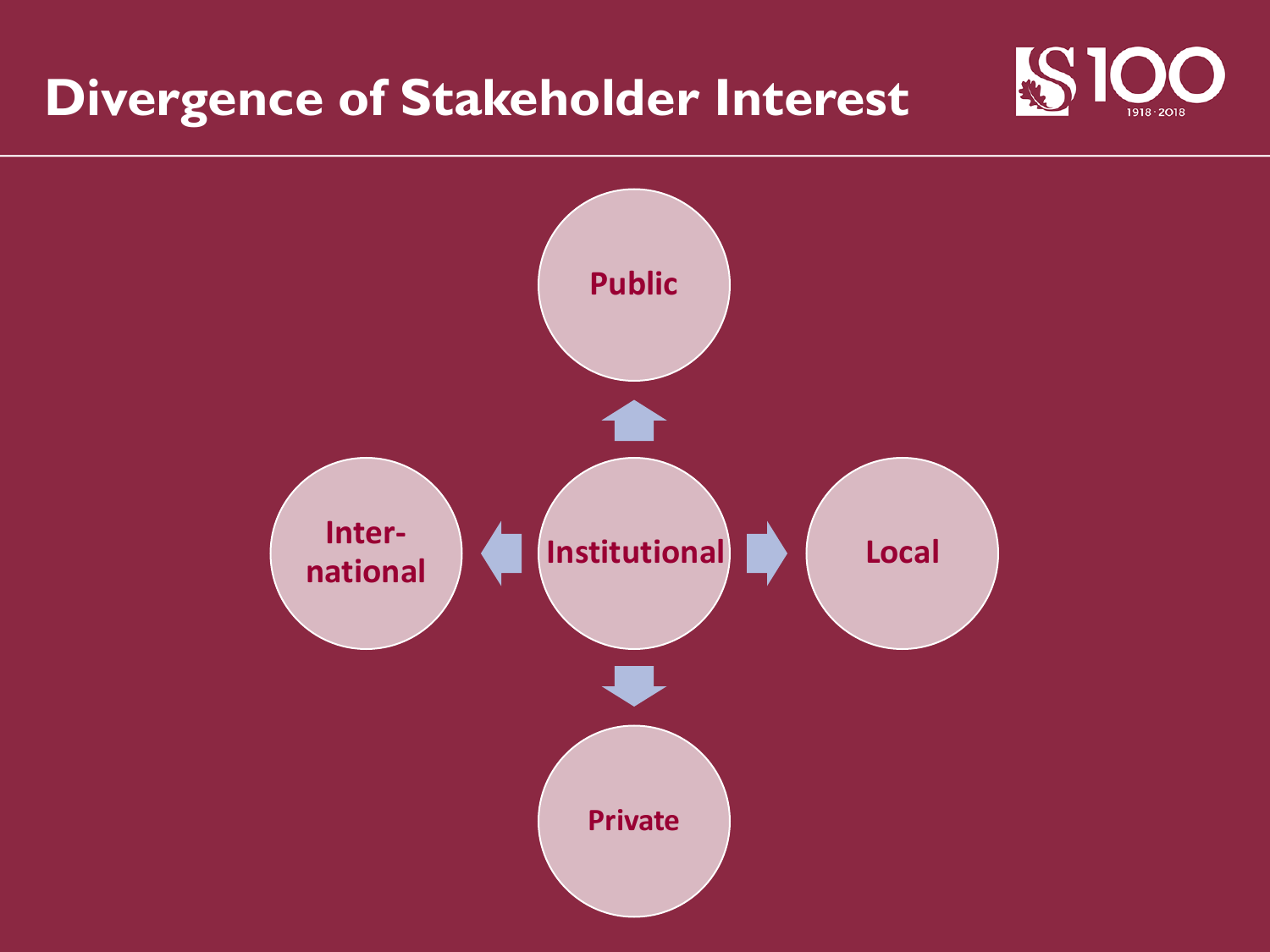# Divergence of Stakeholder Interest

- Public
- Inter-national
- Institutional
- Local
- Private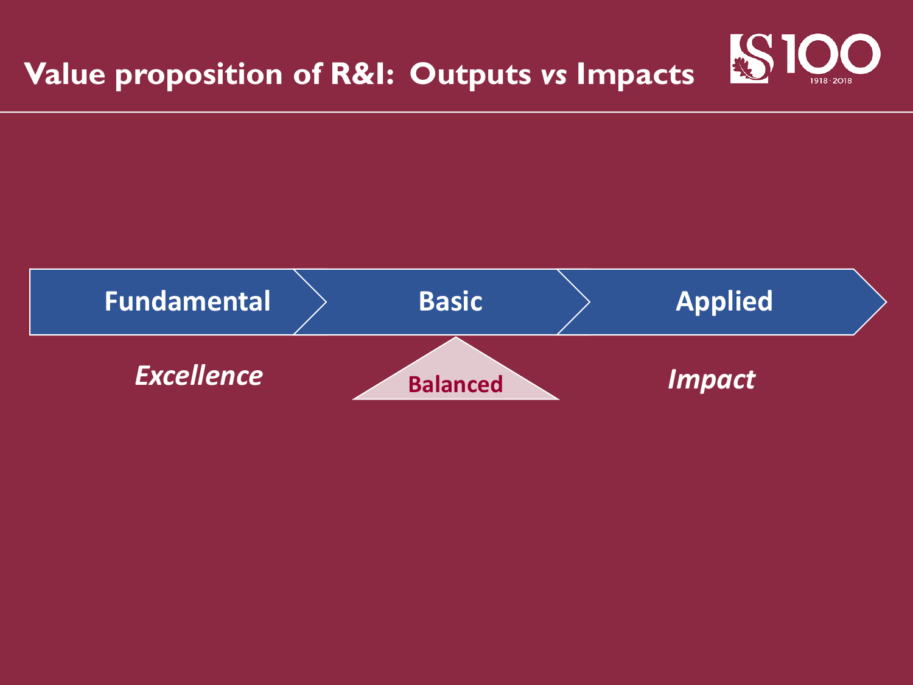# Value proposition of R&I: Outputs *vs* Impacts

**Fundamental** | **Basic** | **Applied**

*Excellence* | **Balanced** | *Impact*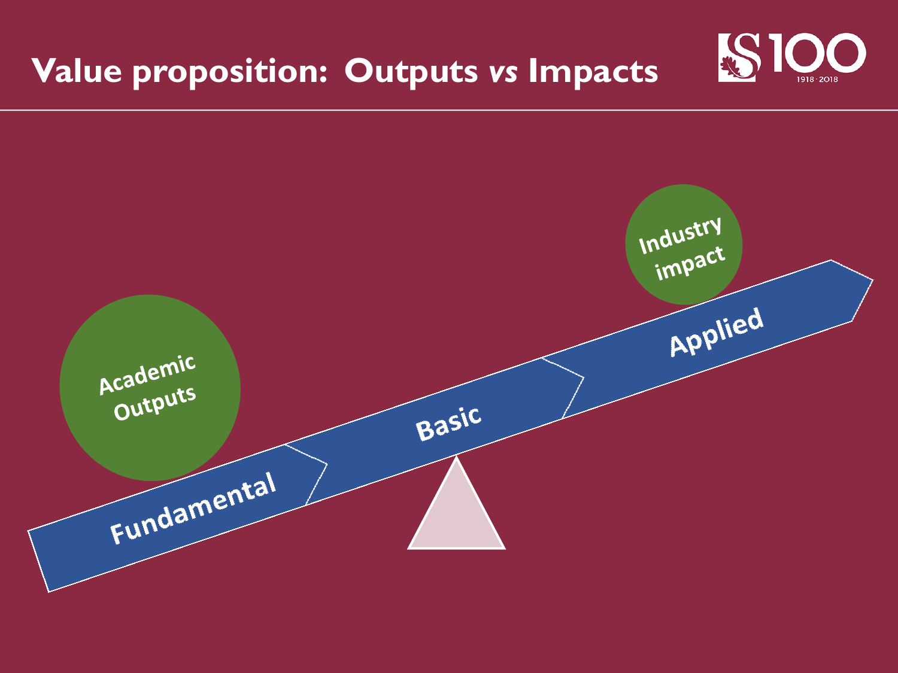# Value proposition: Outputs *vs* Impacts

Academic Outputs

Industry impact

Fundamental

Basic

Applied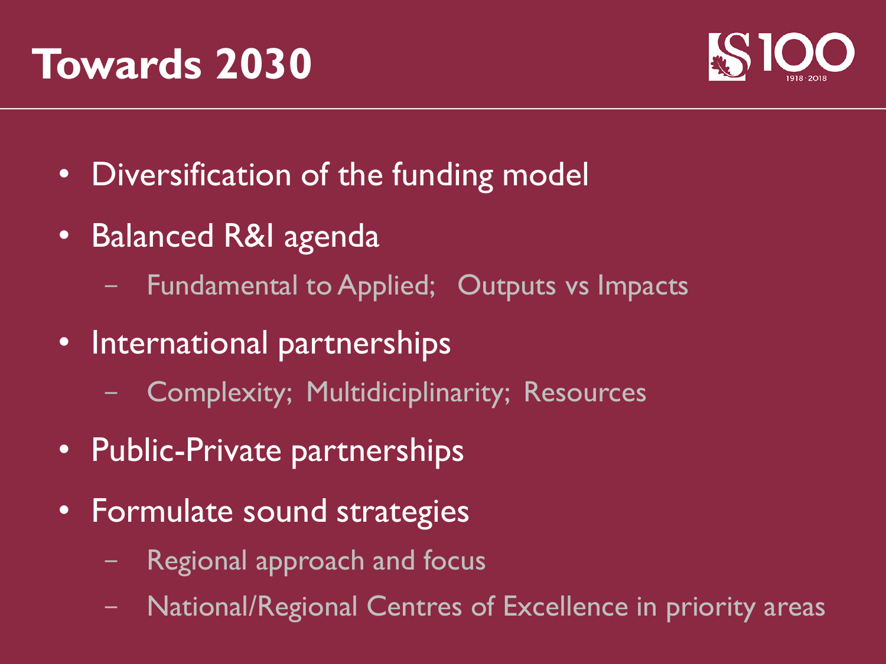# Towards 2030

- Diversification of the funding model
- Balanced R&I agenda
  - Fundamental to Applied; Outputs vs Impacts
- International partnerships
  - Complexity; Multidiciplinarity; Resources
- Public-Private partnerships
- Formulate sound strategies
  - Regional approach and focus
  - National/Regional Centres of Excellence in priority areas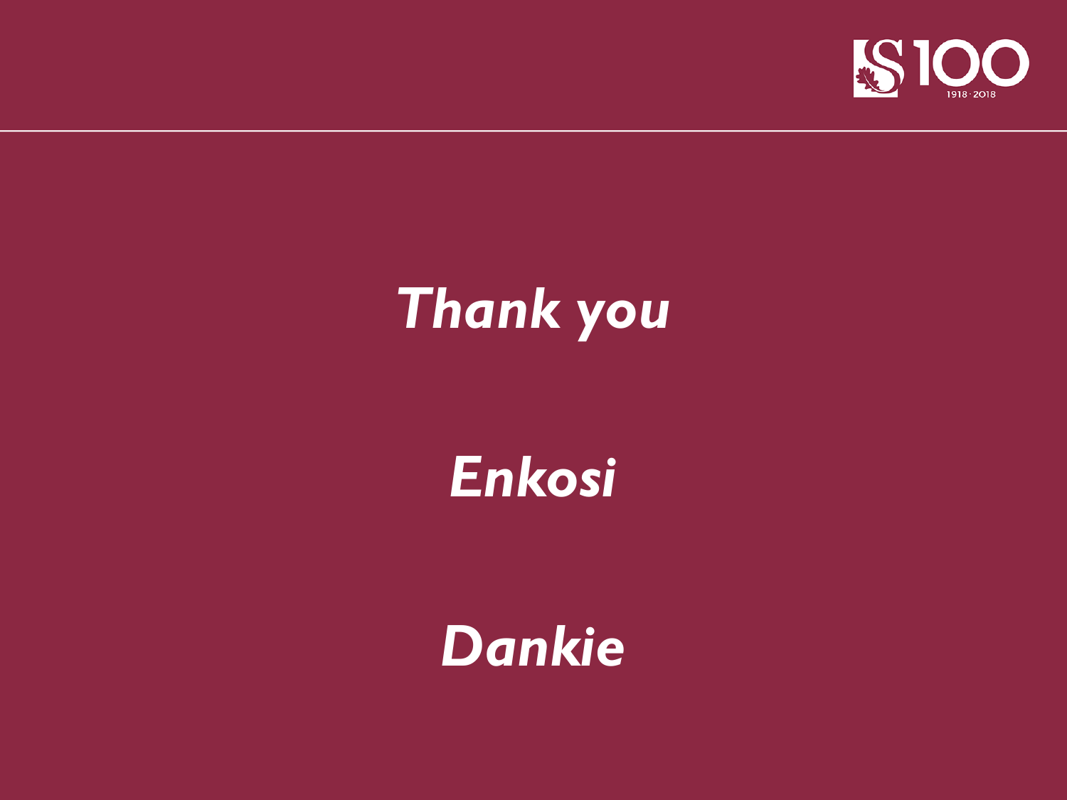*Thank you*

*Enkosi*

*Dankie*